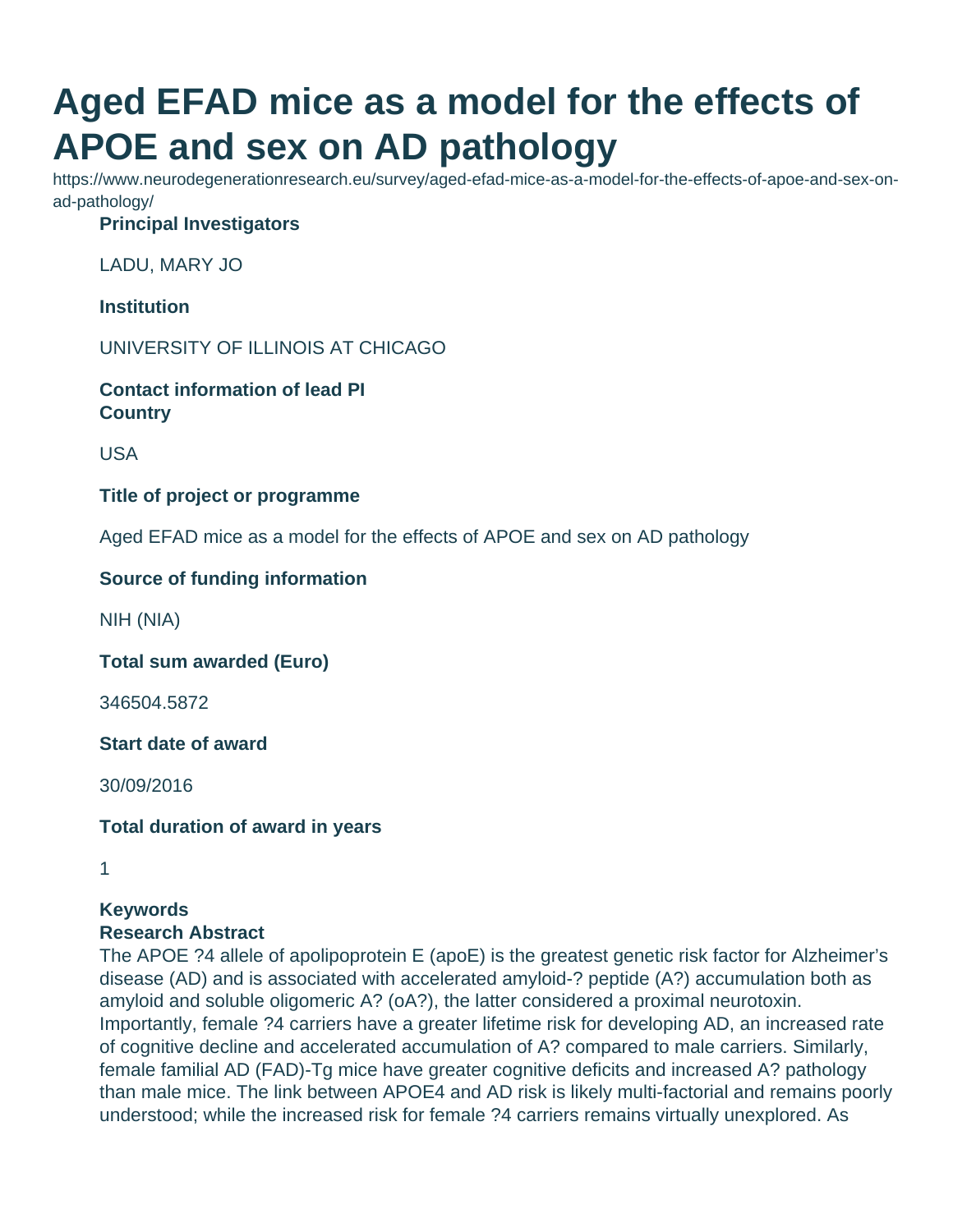# Aged EFAD mice as a model for the effects of APOE and sex on AD pathology

https://www.neurodegenerationresearch.eu/survey/aged-efad-mice-as-a-model-for-the-effects-of-apoe-and-sex-on-ad-pathology/

**Principal Investigators**

LADU, MARY JO

**Institution**

UNIVERSITY OF ILLINOIS AT CHICAGO

**Contact information of lead PI**
**Country**

USA

**Title of project or programme**

Aged EFAD mice as a model for the effects of APOE and sex on AD pathology

**Source of funding information**

NIH (NIA)

**Total sum awarded (Euro)**

346504.5872

**Start date of award**

30/09/2016

**Total duration of award in years**

1

**Keywords**
**Research Abstract**
The APOE ?4 allele of apolipoprotein E (apoE) is the greatest genetic risk factor for Alzheimer's disease (AD) and is associated with accelerated amyloid-? peptide (A?) accumulation both as amyloid and soluble oligomeric A? (oA?), the latter considered a proximal neurotoxin. Importantly, female ?4 carriers have a greater lifetime risk for developing AD, an increased rate of cognitive decline and accelerated accumulation of A? compared to male carriers. Similarly, female familial AD (FAD)-Tg mice have greater cognitive deficits and increased A? pathology than male mice. The link between APOE4 and AD risk is likely multi-factorial and remains poorly understood; while the increased risk for female ?4 carriers remains virtually unexplored. As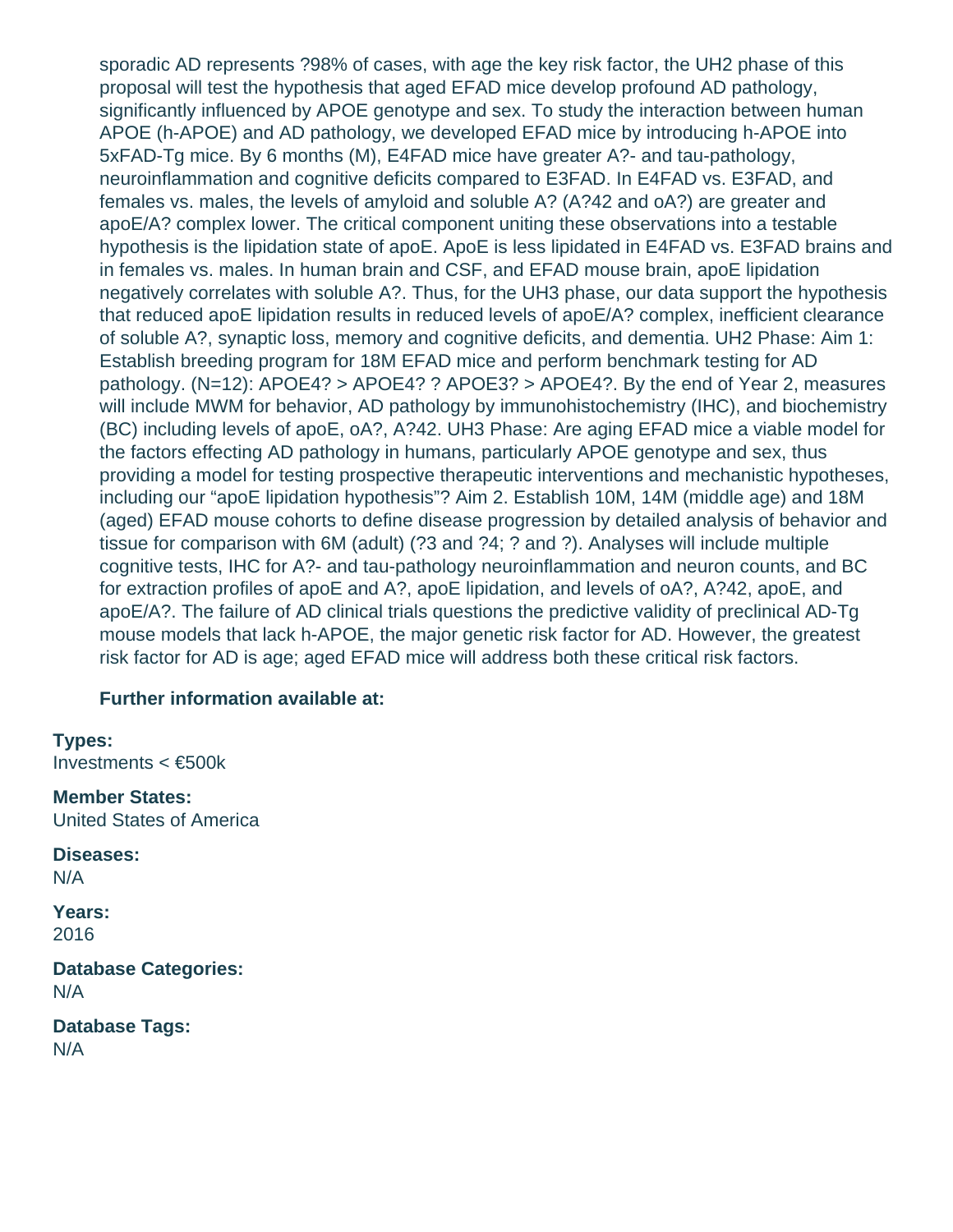sporadic AD represents ?98% of cases, with age the key risk factor, the UH2 phase of this proposal will test the hypothesis that aged EFAD mice develop profound AD pathology, significantly influenced by APOE genotype and sex. To study the interaction between human APOE (h-APOE) and AD pathology, we developed EFAD mice by introducing h-APOE into 5xFAD-Tg mice. By 6 months (M), E4FAD mice have greater A?- and tau-pathology, neuroinflammation and cognitive deficits compared to E3FAD. In E4FAD vs. E3FAD, and females vs. males, the levels of amyloid and soluble A? (A?42 and oA?) are greater and apoE/A? complex lower. The critical component uniting these observations into a testable hypothesis is the lipidation state of apoE. ApoE is less lipidated in E4FAD vs. E3FAD brains and in females vs. males. In human brain and CSF, and EFAD mouse brain, apoE lipidation negatively correlates with soluble A?. Thus, for the UH3 phase, our data support the hypothesis that reduced apoE lipidation results in reduced levels of apoE/A? complex, inefficient clearance of soluble A?, synaptic loss, memory and cognitive deficits, and dementia. UH2 Phase: Aim 1: Establish breeding program for 18M EFAD mice and perform benchmark testing for AD pathology. (N=12): APOE4? > APOE4? ? APOE3? > APOE4?. By the end of Year 2, measures will include MWM for behavior, AD pathology by immunohistochemistry (IHC), and biochemistry (BC) including levels of apoE, oA?, A?42. UH3 Phase: Are aging EFAD mice a viable model for the factors effecting AD pathology in humans, particularly APOE genotype and sex, thus providing a model for testing prospective therapeutic interventions and mechanistic hypotheses, including our "apoE lipidation hypothesis"? Aim 2. Establish 10M, 14M (middle age) and 18M (aged) EFAD mouse cohorts to define disease progression by detailed analysis of behavior and tissue for comparison with 6M (adult) (?3 and ?4; ? and ?). Analyses will include multiple cognitive tests, IHC for A?- and tau-pathology neuroinflammation and neuron counts, and BC for extraction profiles of apoE and A?, apoE lipidation, and levels of oA?, A?42, apoE, and apoE/A?. The failure of AD clinical trials questions the predictive validity of preclinical AD-Tg mouse models that lack h-APOE, the major genetic risk factor for AD. However, the greatest risk factor for AD is age; aged EFAD mice will address both these critical risk factors.

**Further information available at:**

**Types:**
Investments < €500k

**Member States:**
United States of America

**Diseases:**
N/A

**Years:**
2016

**Database Categories:**
N/A

**Database Tags:**
N/A